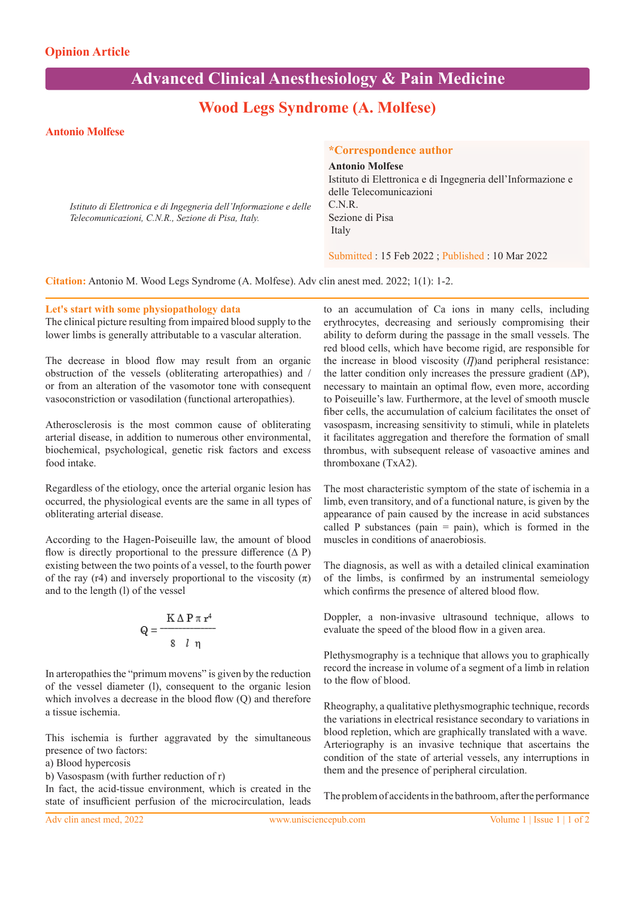**Opinion Article**

# Advanced Clinical Anesthesiology & Pain Medicine

## Wood Legs Syndrome (A. Molfese)

**Antonio Molfese**

*Istituto di Elettronica e di Ingegneria dell'Informazione e delle Telecomunicazioni, C.N.R., Sezione di Pisa, Italy.*

**\*Correspondence author**

**Antonio Molfese**
Istituto di Elettronica e di Ingegneria dell'Informazione e delle Telecomunicazioni
C.N.R.
Sezione di Pisa
Italy

Submitted : 15 Feb 2022 ; Published : 10 Mar 2022

**Citation:** Antonio M. Wood Legs Syndrome (A. Molfese). Adv clin anest med. 2022; 1(1): 1-2.

### Let's start with some physiopathology data

The clinical picture resulting from impaired blood supply to the lower limbs is generally attributable to a vascular alteration.

The decrease in blood flow may result from an organic obstruction of the vessels (obliterating arteropathies) and / or from an alteration of the vasomotor tone with consequent vasoconstriction or vasodilation (functional arteropathies).

Atherosclerosis is the most common cause of obliterating arterial disease, in addition to numerous other environmental, biochemical, psychological, genetic risk factors and excess food intake.

Regardless of the etiology, once the arterial organic lesion has occurred, the physiological events are the same in all types of obliterating arterial disease.

According to the Hagen-Poiseuille law, the amount of blood flow is directly proportional to the pressure difference (Δ P) existing between the two points of a vessel, to the fourth power of the ray (r4) and inversely proportional to the viscosity (π) and to the length (l) of the vessel

$$Q = \frac{K \Delta P \pi r^4}{8 \; l \; \eta}$$

In arteropathies the "primum movens" is given by the reduction of the vessel diameter (l), consequent to the organic lesion which involves a decrease in the blood flow (Q) and therefore a tissue ischemia.

This ischemia is further aggravated by the simultaneous presence of two factors:
a) Blood hypercosis
b) Vasospasm (with further reduction of r)
In fact, the acid-tissue environment, which is created in the state of insufficient perfusion of the microcirculation, leads to an accumulation of Ca ions in many cells, including erythrocytes, decreasing and seriously compromising their ability to deform during the passage in the small vessels. The red blood cells, which have become rigid, are responsible for the increase in blood viscosity (*Ŋ*)and peripheral resistance: the latter condition only increases the pressure gradient (ΔP), necessary to maintain an optimal flow, even more, according to Poiseuille's law. Furthermore, at the level of smooth muscle fiber cells, the accumulation of calcium facilitates the onset of vasospasm, increasing sensitivity to stimuli, while in platelets it facilitates aggregation and therefore the formation of small thrombus, with subsequent release of vasoactive amines and thromboxane (TxA2).

The most characteristic symptom of the state of ischemia in a limb, even transitory, and of a functional nature, is given by the appearance of pain caused by the increase in acid substances called P substances (pain = pain), which is formed in the muscles in conditions of anaerobiosis.

The diagnosis, as well as with a detailed clinical examination of the limbs, is confirmed by an instrumental semeiology which confirms the presence of altered blood flow.

Doppler, a non-invasive ultrasound technique, allows to evaluate the speed of the blood flow in a given area.

Plethysmography is a technique that allows you to graphically record the increase in volume of a segment of a limb in relation to the flow of blood.

Rheography, a qualitative plethysmographic technique, records the variations in electrical resistance secondary to variations in blood repletion, which are graphically translated with a wave.
Arteriography is an invasive technique that ascertains the condition of the state of arterial vessels, any interruptions in them and the presence of peripheral circulation.

The problem of accidents in the bathroom, after the performance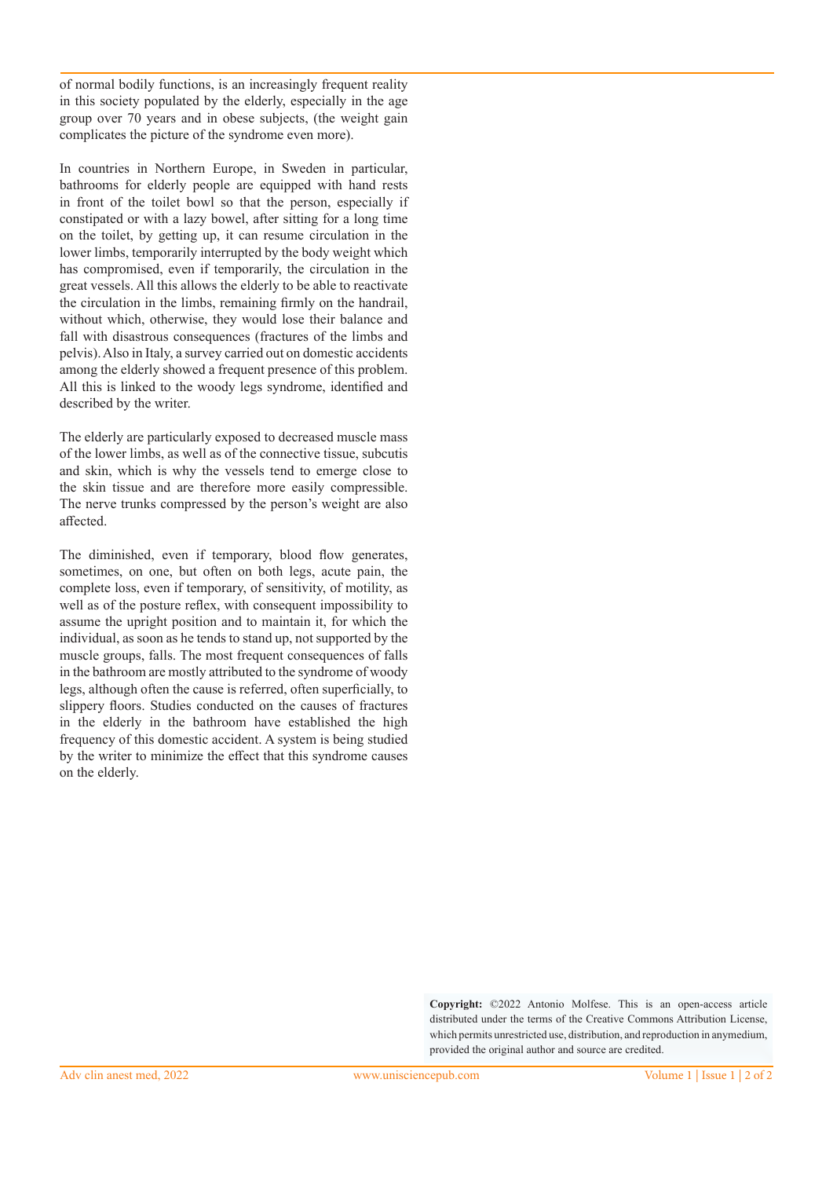of normal bodily functions, is an increasingly frequent reality in this society populated by the elderly, especially in the age group over 70 years and in obese subjects, (the weight gain complicates the picture of the syndrome even more).

In countries in Northern Europe, in Sweden in particular, bathrooms for elderly people are equipped with hand rests in front of the toilet bowl so that the person, especially if constipated or with a lazy bowel, after sitting for a long time on the toilet, by getting up, it can resume circulation in the lower limbs, temporarily interrupted by the body weight which has compromised, even if temporarily, the circulation in the great vessels. All this allows the elderly to be able to reactivate the circulation in the limbs, remaining firmly on the handrail, without which, otherwise, they would lose their balance and fall with disastrous consequences (fractures of the limbs and pelvis). Also in Italy, a survey carried out on domestic accidents among the elderly showed a frequent presence of this problem. All this is linked to the woody legs syndrome, identified and described by the writer.

The elderly are particularly exposed to decreased muscle mass of the lower limbs, as well as of the connective tissue, subcutis and skin, which is why the vessels tend to emerge close to the skin tissue and are therefore more easily compressible. The nerve trunks compressed by the person's weight are also affected.

The diminished, even if temporary, blood flow generates, sometimes, on one, but often on both legs, acute pain, the complete loss, even if temporary, of sensitivity, of motility, as well as of the posture reflex, with consequent impossibility to assume the upright position and to maintain it, for which the individual, as soon as he tends to stand up, not supported by the muscle groups, falls. The most frequent consequences of falls in the bathroom are mostly attributed to the syndrome of woody legs, although often the cause is referred, often superficially, to slippery floors. Studies conducted on the causes of fractures in the elderly in the bathroom have established the high frequency of this domestic accident. A system is being studied by the writer to minimize the effect that this syndrome causes on the elderly.

**Copyright:** ©2022 Antonio Molfese. This is an open-access article distributed under the terms of the Creative Commons Attribution License, which permits unrestricted use, distribution, and reproduction in anymedium, provided the original author and source are credited.